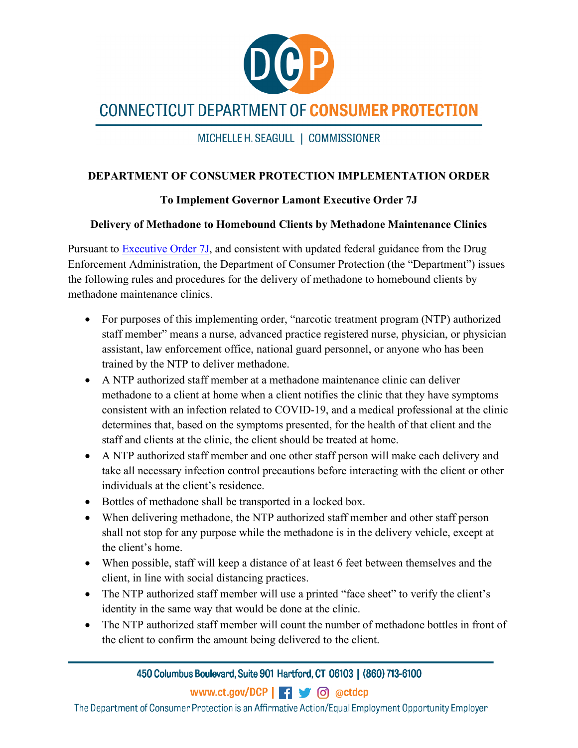# CONNECTICUT DEPARTMENT OF CONSUMER PROTECTION

MICHELLE H. SEAGULL | COMMISSIONER

## DEPARTMENT OF CONSUMER PROTECTION IMPLEMENTATION ORDER

### To Implement Governor Lamont Executive Order 7J

### Delivery of Methadone to Homebound Clients by Methadone Maintenance Clinics

Pursuant to Executive Order 7J, and consistent with updated federal guidance from the Drug Enforcement Administration, the Department of Consumer Protection (the "Department") issues the following rules and procedures for the delivery of methadone to homebound clients by methadone maintenance clinics.

- For purposes of this implementing order, "narcotic treatment program (NTP) authorized staff member" means a nurse, advanced practice registered nurse, physician, or physician assistant, law enforcement office, national guard personnel, or anyone who has been trained by the NTP to deliver methadone.
- A NTP authorized staff member at a methadone maintenance clinic can deliver methadone to a client at home when a client notifies the clinic that they have symptoms consistent with an infection related to COVID-19, and a medical professional at the clinic determines that, based on the symptoms presented, for the health of that client and the staff and clients at the clinic, the client should be treated at home.
- A NTP authorized staff member and one other staff person will make each delivery and take all necessary infection control precautions before interacting with the client or other individuals at the client's residence.
- Bottles of methadone shall be transported in a locked box.
- When delivering methadone, the NTP authorized staff member and other staff person shall not stop for any purpose while the methadone is in the delivery vehicle, except at the client's home.
- When possible, staff will keep a distance of at least 6 feet between themselves and the client, in line with social distancing practices.
- The NTP authorized staff member will use a printed "face sheet" to verify the client's identity in the same way that would be done at the clinic.
- The NTP authorized staff member will count the number of methadone bottles in front of the client to confirm the amount being delivered to the client.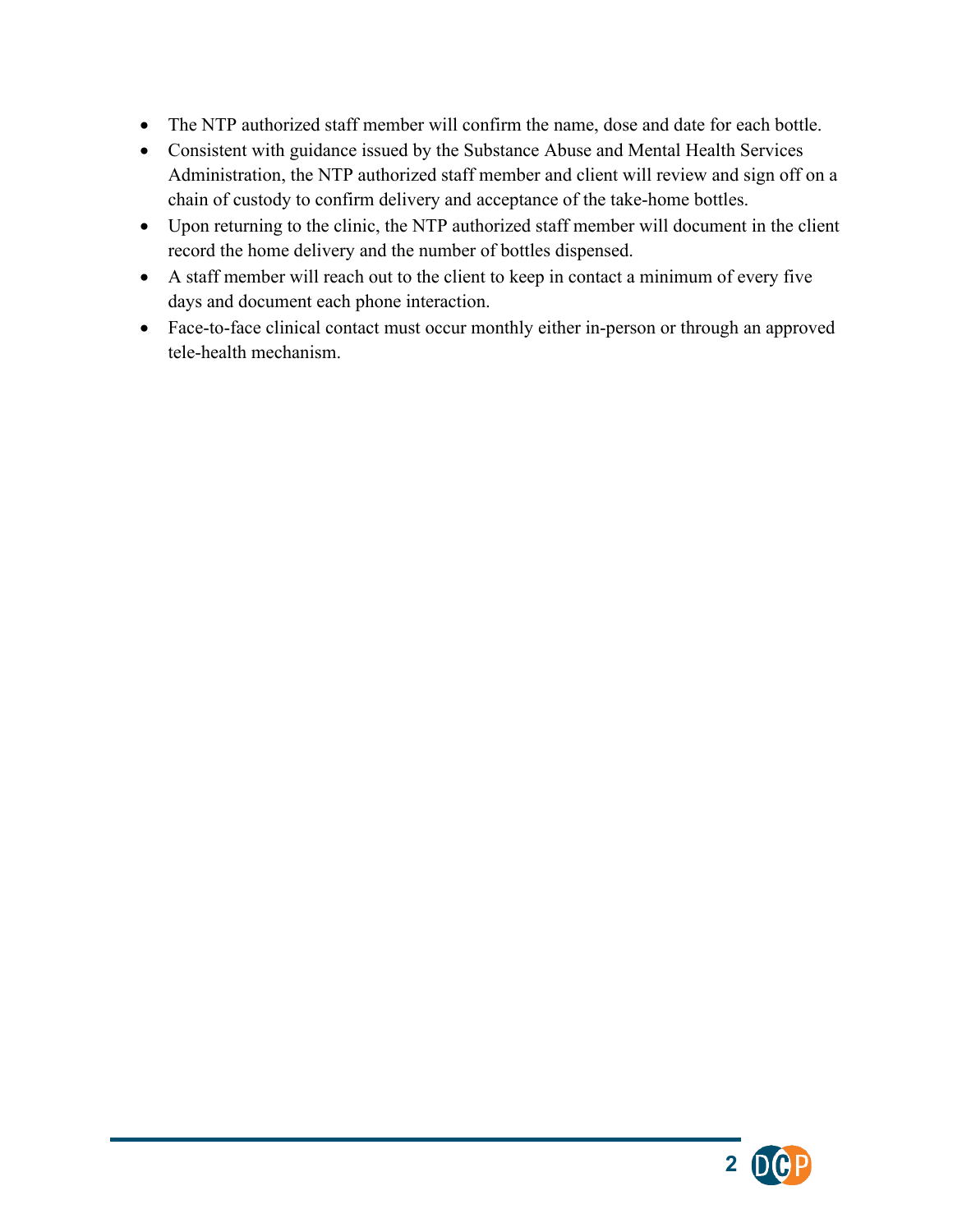- The NTP authorized staff member will confirm the name, dose and date for each bottle.
- Consistent with guidance issued by the Substance Abuse and Mental Health Services Administration, the NTP authorized staff member and client will review and sign off on a chain of custody to confirm delivery and acceptance of the take-home bottles.
- Upon returning to the clinic, the NTP authorized staff member will document in the client record the home delivery and the number of bottles dispensed.
- A staff member will reach out to the client to keep in contact a minimum of every five days and document each phone interaction.
- Face-to-face clinical contact must occur monthly either in-person or through an approved tele-health mechanism.